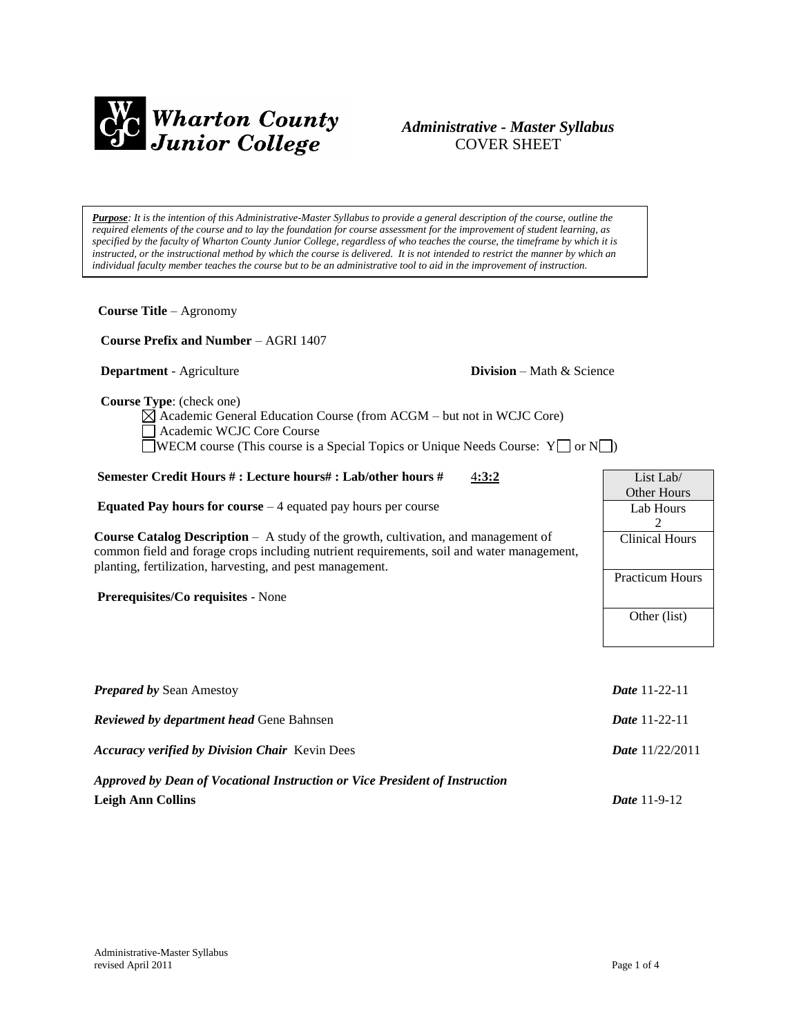**Wharton County Junior College**

***Administrative - Master Syllabus***
COVER SHEET

> ***Purpose****: It is the intention of this Administrative-Master Syllabus to provide a general description of the course, outline the required elements of the course and to lay the foundation for course assessment for the improvement of student learning, as specified by the faculty of Wharton County Junior College, regardless of who teaches the course, the timeframe by which it is instructed, or the instructional method by which the course is delivered. It is not intended to restrict the manner by which an individual faculty member teaches the course but to be an administrative tool to aid in the improvement of instruction.*

**Course Title** – Agronomy

**Course Prefix and Number** – AGRI 1407

**Department** - Agriculture **Division** – Math & Science

**Course Type**: (check one)

- ☒ Academic General Education Course (from ACGM – but not in WCJC Core)
- ☐ Academic WCJC Core Course
- ☐ WECM course (This course is a Special Topics or Unique Needs Course: Y☐ or N☐)

**Semester Credit Hours # : Lecture hours# : Lab/other hours #** 4:3:2

**Equated Pay hours for course** – 4 equated pay hours per course

**Course Catalog Description** – A study of the growth, cultivation, and management of common field and forage crops including nutrient requirements, soil and water management, planting, fertilization, harvesting, and pest management.

**Prerequisites/Co requisites** - None

| List Lab/ Other Hours |
|---|
| Lab Hours 2 |
| Clinical Hours |
| Practicum Hours |
| Other (list) |

***Prepared by*** Sean Amestoy ***Date*** 11-22-11

***Reviewed by department head*** Gene Bahnsen ***Date*** 11-22-11

***Accuracy verified by Division Chair*** Kevin Dees ***Date*** 11/22/2011

***Approved by Dean of Vocational Instruction or Vice President of Instruction***
**Leigh Ann Collins** ***Date*** 11-9-12

Administrative-Master Syllabus
revised April 2011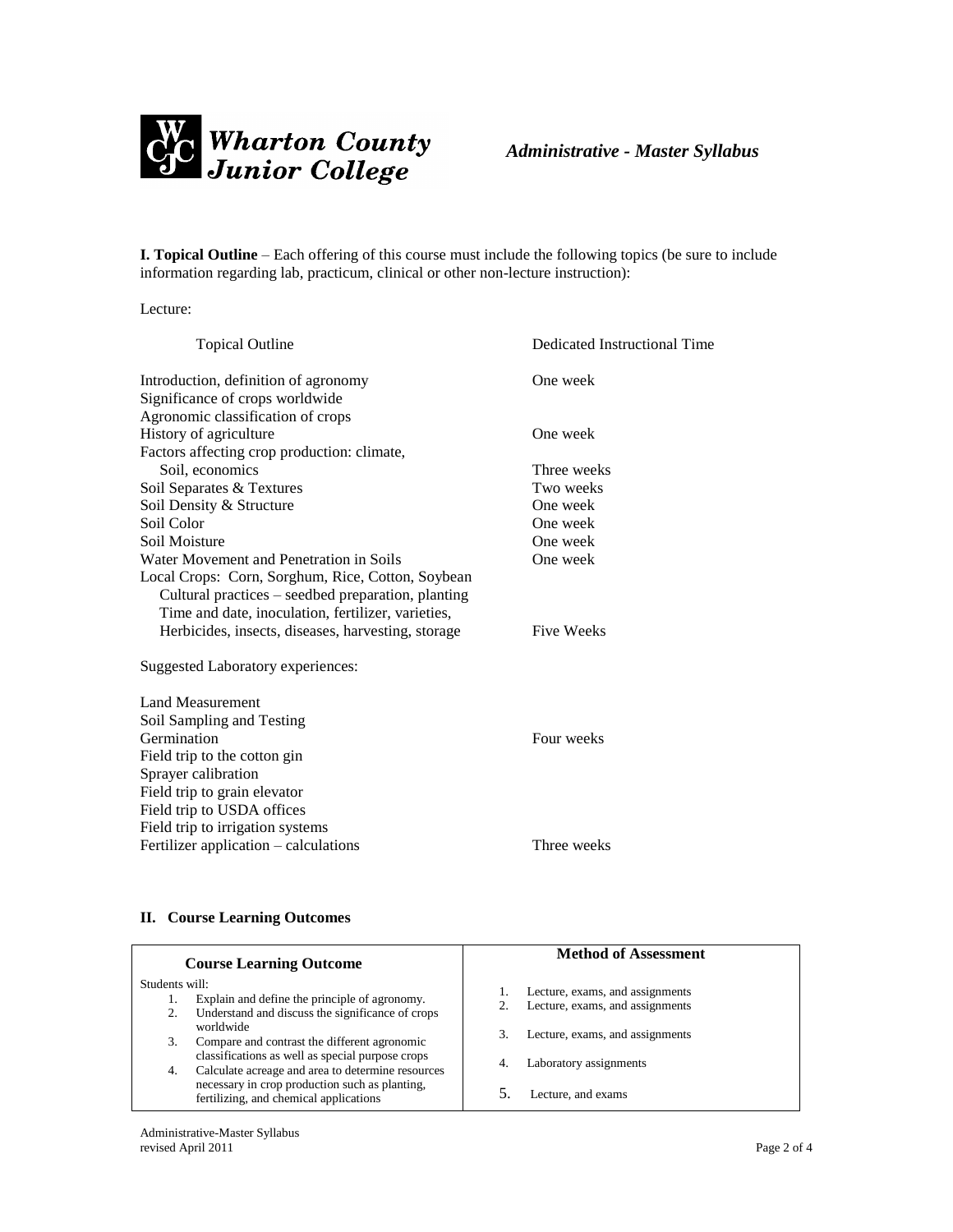*Administrative - Master Syllabus*

**I. Topical Outline** – Each offering of this course must include the following topics (be sure to include information regarding lab, practicum, clinical or other non-lecture instruction):

Lecture:

| Topical Outline | Dedicated Instructional Time |
|---|---|
| Introduction, definition of agronomy | One week |
| Significance of crops worldwide | |
| Agronomic classification of crops | |
| History of agriculture | One week |
| Factors affecting crop production: climate, Soil, economics | Three weeks |
| Soil Separates & Textures | Two weeks |
| Soil Density & Structure | One week |
| Soil Color | One week |
| Soil Moisture | One week |
| Water Movement and Penetration in Soils | One week |
| Local Crops: Corn, Sorghum, Rice, Cotton, Soybean Cultural practices – seedbed preparation, planting Time and date, inoculation, fertilizer, varieties, Herbicides, insects, diseases, harvesting, storage | Five Weeks |

Suggested Laboratory experiences:

| | |
|---|---|
| Land Measurement | |
| Soil Sampling and Testing | |
| Germination | Four weeks |
| Field trip to the cotton gin | |
| Sprayer calibration | |
| Field trip to grain elevator | |
| Field trip to USDA offices | |
| Field trip to irrigation systems | |
| Fertilizer application – calculations | Three weeks |

## II. Course Learning Outcomes

| Course Learning Outcome | Method of Assessment |
|---|---|
| Students will: | |
| 1. Explain and define the principle of agronomy. | 1. Lecture, exams, and assignments |
| 2. Understand and discuss the significance of crops worldwide | 2. Lecture, exams, and assignments |
| 3. Compare and contrast the different agronomic classifications as well as special purpose crops | 3. Lecture, exams, and assignments |
| 4. Calculate acreage and area to determine resources necessary in crop production such as planting, fertilizing, and chemical applications | 4. Laboratory assignments |
| | 5. Lecture, and exams |

Administrative-Master Syllabus
revised April 2011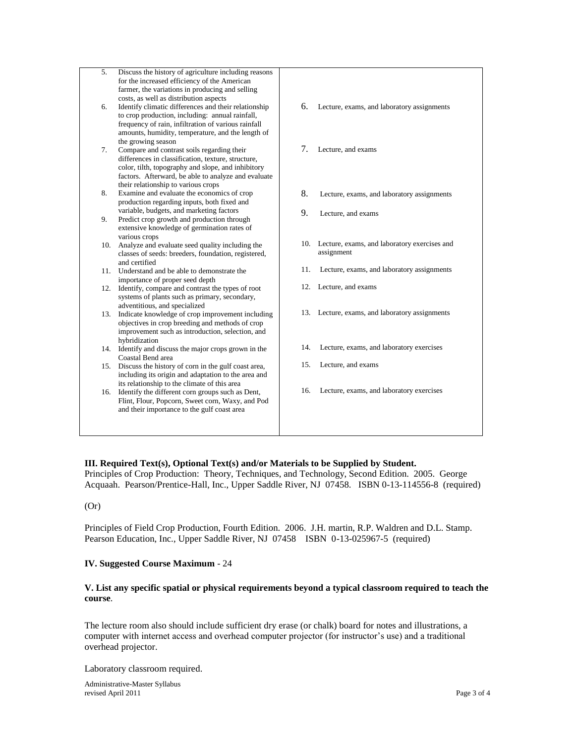| | |
|---|---|
| 5. Discuss the history of agriculture including reasons for the increased efficiency of the American farmer, the variations in producing and selling costs, as well as distribution aspects | |
| 6. Identify climatic differences and their relationship to crop production, including: annual rainfall, frequency of rain, infiltration of various rainfall amounts, humidity, temperature, and the length of the growing season | 6. Lecture, exams, and laboratory assignments |
| 7. Compare and contrast soils regarding their differences in classification, texture, structure, color, tilth, topography and slope, and inhibitory factors. Afterward, be able to analyze and evaluate their relationship to various crops | 7. Lecture, and exams |
| 8. Examine and evaluate the economics of crop production regarding inputs, both fixed and variable, budgets, and marketing factors | 8. Lecture, exams, and laboratory assignments |
| 9. Predict crop growth and production through extensive knowledge of germination rates of various crops | 9. Lecture, and exams |
| 10. Analyze and evaluate seed quality including the classes of seeds: breeders, foundation, registered, and certified | 10. Lecture, exams, and laboratory exercises and assignment |
| 11. Understand and be able to demonstrate the importance of proper seed depth | 11. Lecture, exams, and laboratory assignments |
| 12. Identify, compare and contrast the types of root systems of plants such as primary, secondary, adventitious, and specialized | 12. Lecture, and exams |
| 13. Indicate knowledge of crop improvement including objectives in crop breeding and methods of crop improvement such as introduction, selection, and hybridization | 13. Lecture, exams, and laboratory assignments |
| 14. Identify and discuss the major crops grown in the Coastal Bend area | 14. Lecture, exams, and laboratory exercises |
| 15. Discuss the history of corn in the gulf coast area, including its origin and adaptation to the area and its relationship to the climate of this area | 15. Lecture, and exams |
| 16. Identify the different corn groups such as Dent, Flint, Flour, Popcorn, Sweet corn, Waxy, and Pod and their importance to the gulf coast area | 16. Lecture, exams, and laboratory exercises |

**III. Required Text(s), Optional Text(s) and/or Materials to be Supplied by Student.**

Principles of Crop Production: Theory, Techniques, and Technology, Second Edition. 2005. George Acquaah. Pearson/Prentice-Hall, Inc., Upper Saddle River, NJ 07458. ISBN 0-13-114556-8 (required)

(Or)

Principles of Field Crop Production, Fourth Edition. 2006. J.H. martin, R.P. Waldren and D.L. Stamp. Pearson Education, Inc., Upper Saddle River, NJ 07458 ISBN 0-13-025967-5 (required)

**IV. Suggested Course Maximum** - 24

**V. List any specific spatial or physical requirements beyond a typical classroom required to teach the course**.

The lecture room also should include sufficient dry erase (or chalk) board for notes and illustrations, a computer with internet access and overhead computer projector (for instructor's use) and a traditional overhead projector.

Laboratory classroom required.

Administrative-Master Syllabus
revised April 2011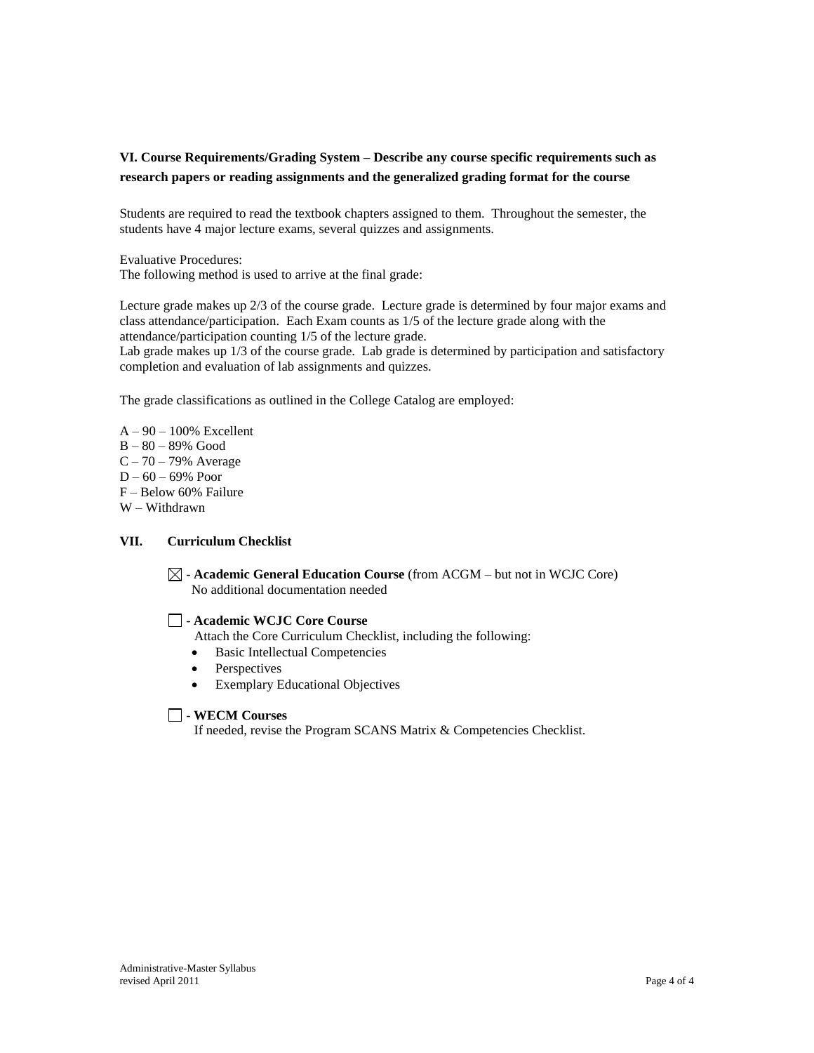### VI. Course Requirements/Grading System – Describe any course specific requirements such as research papers or reading assignments and the generalized grading format for the course

Students are required to read the textbook chapters assigned to them. Throughout the semester, the students have 4 major lecture exams, several quizzes and assignments.

Evaluative Procedures:
The following method is used to arrive at the final grade:

Lecture grade makes up 2/3 of the course grade. Lecture grade is determined by four major exams and class attendance/participation. Each Exam counts as 1/5 of the lecture grade along with the attendance/participation counting 1/5 of the lecture grade.
Lab grade makes up 1/3 of the course grade. Lab grade is determined by participation and satisfactory completion and evaluation of lab assignments and quizzes.

The grade classifications as outlined in the College Catalog are employed:

A – 90 – 100% Excellent
B – 80 – 89% Good
C – 70 – 79% Average
D – 60 – 69% Poor
F – Below 60% Failure
W – Withdrawn

### VII. Curriculum Checklist

☒ - **Academic General Education Course** (from ACGM – but not in WCJC Core)
No additional documentation needed

☐ - **Academic WCJC Core Course**
Attach the Core Curriculum Checklist, including the following:

- Basic Intellectual Competencies
- Perspectives
- Exemplary Educational Objectives

☐ - **WECM Courses**
If needed, revise the Program SCANS Matrix & Competencies Checklist.